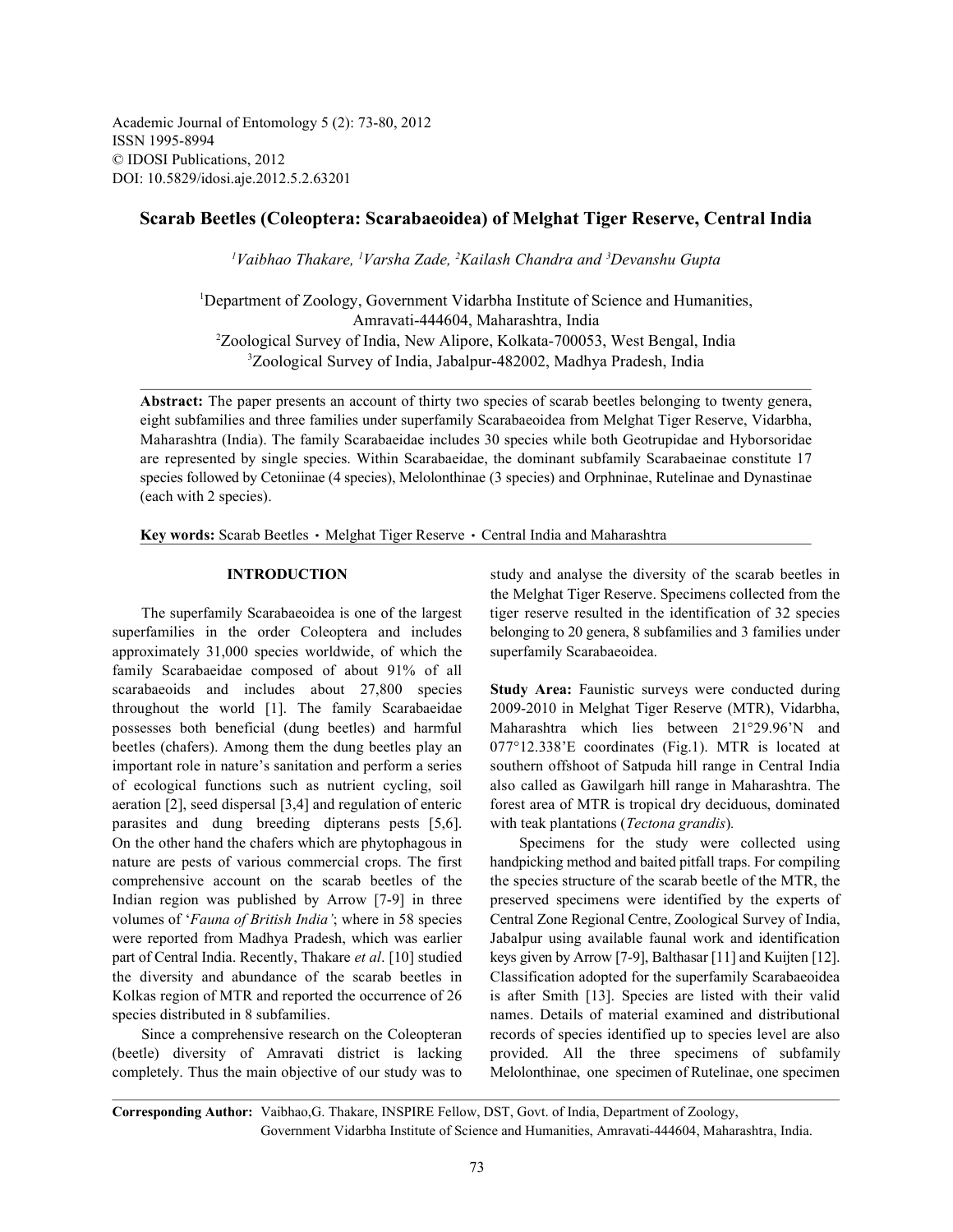Academic Journal of Entomology 5 (2): 73-80, 2012
ISSN 1995-8994
© IDOSI Publications, 2012
DOI: 10.5829/idosi.aje.2012.5.2.63201

# Scarab Beetles (Coleoptera: Scarabaeoidea) of Melghat Tiger Reserve, Central India

*[1]Vaibhao Thakare, [1]Varsha Zade, [2]Kailash Chandra and [3]Devanshu Gupta*

[1]Department of Zoology, Government Vidarbha Institute of Science and Humanities, Amravati-444604, Maharashtra, India
[2]Zoological Survey of India, New Alipore, Kolkata-700053, West Bengal, India
[3]Zoological Survey of India, Jabalpur-482002, Madhya Pradesh, India

**Abstract:** The paper presents an account of thirty two species of scarab beetles belonging to twenty genera, eight subfamilies and three families under superfamily Scarabaeoidea from Melghat Tiger Reserve, Vidarbha, Maharashtra (India). The family Scarabaeidae includes 30 species while both Geotrupidae and Hyborsoridae are represented by single species. Within Scarabaeidae, the dominant subfamily Scarabaeinae constitute 17 species followed by Cetoniinae (4 species), Melolonthinae (3 species) and Orphninae, Rutelinae and Dynastinae (each with 2 species).

**Key words:** Scarab Beetles • Melghat Tiger Reserve • Central India and Maharashtra

## INTRODUCTION

The superfamily Scarabaeoidea is one of the largest superfamilies in the order Coleoptera and includes approximately 31,000 species worldwide, of which the family Scarabaeidae composed of about 91% of all scarabaeoids and includes about 27,800 species throughout the world [1]. The family Scarabaeidae possesses both beneficial (dung beetles) and harmful beetles (chafers). Among them the dung beetles play an important role in nature's sanitation and perform a series of ecological functions such as nutrient cycling, soil aeration [2], seed dispersal [3,4] and regulation of enteric parasites and dung breeding dipterans pests [5,6]. On the other hand the chafers which are phytophagous in nature are pests of various commercial crops. The first comprehensive account on the scarab beetles of the Indian region was published by Arrow [7-9] in three volumes of '*Fauna of British India*'; where in 58 species were reported from Madhya Pradesh, which was earlier part of Central India. Recently, Thakare *et al*. [10] studied the diversity and abundance of the scarab beetles in Kolkas region of MTR and reported the occurrence of 26 species distributed in 8 subfamilies.

Since a comprehensive research on the Coleopteran (beetle) diversity of Amravati district is lacking completely. Thus the main objective of our study was to study and analyse the diversity of the scarab beetles in the Melghat Tiger Reserve. Specimens collected from the tiger reserve resulted in the identification of 32 species belonging to 20 genera, 8 subfamilies and 3 families under superfamily Scarabaeoidea.

**Study Area:** Faunistic surveys were conducted during 2009-2010 in Melghat Tiger Reserve (MTR), Vidarbha, Maharashtra which lies between 21°29.96'N and 077°12.338'E coordinates (Fig.1). MTR is located at southern offshoot of Satpuda hill range in Central India also called as Gawilgarh hill range in Maharashtra. The forest area of MTR is tropical dry deciduous, dominated with teak plantations (*Tectona grandis*).

Specimens for the study were collected using handpicking method and baited pitfall traps. For compiling the species structure of the scarab beetle of the MTR, the preserved specimens were identified by the experts of Central Zone Regional Centre, Zoological Survey of India, Jabalpur using available faunal work and identification keys given by Arrow [7-9], Balthasar [11] and Kuijten [12]. Classification adopted for the superfamily Scarabaeoidea is after Smith [13]. Species are listed with their valid names. Details of material examined and distributional records of species identified up to species level are also provided. All the three specimens of subfamily Melolonthinae, one specimen of Rutelinae, one specimen

**Corresponding Author:** Vaibhao,G. Thakare, INSPIRE Fellow, DST, Govt. of India, Department of Zoology, Government Vidarbha Institute of Science and Humanities, Amravati-444604, Maharashtra, India.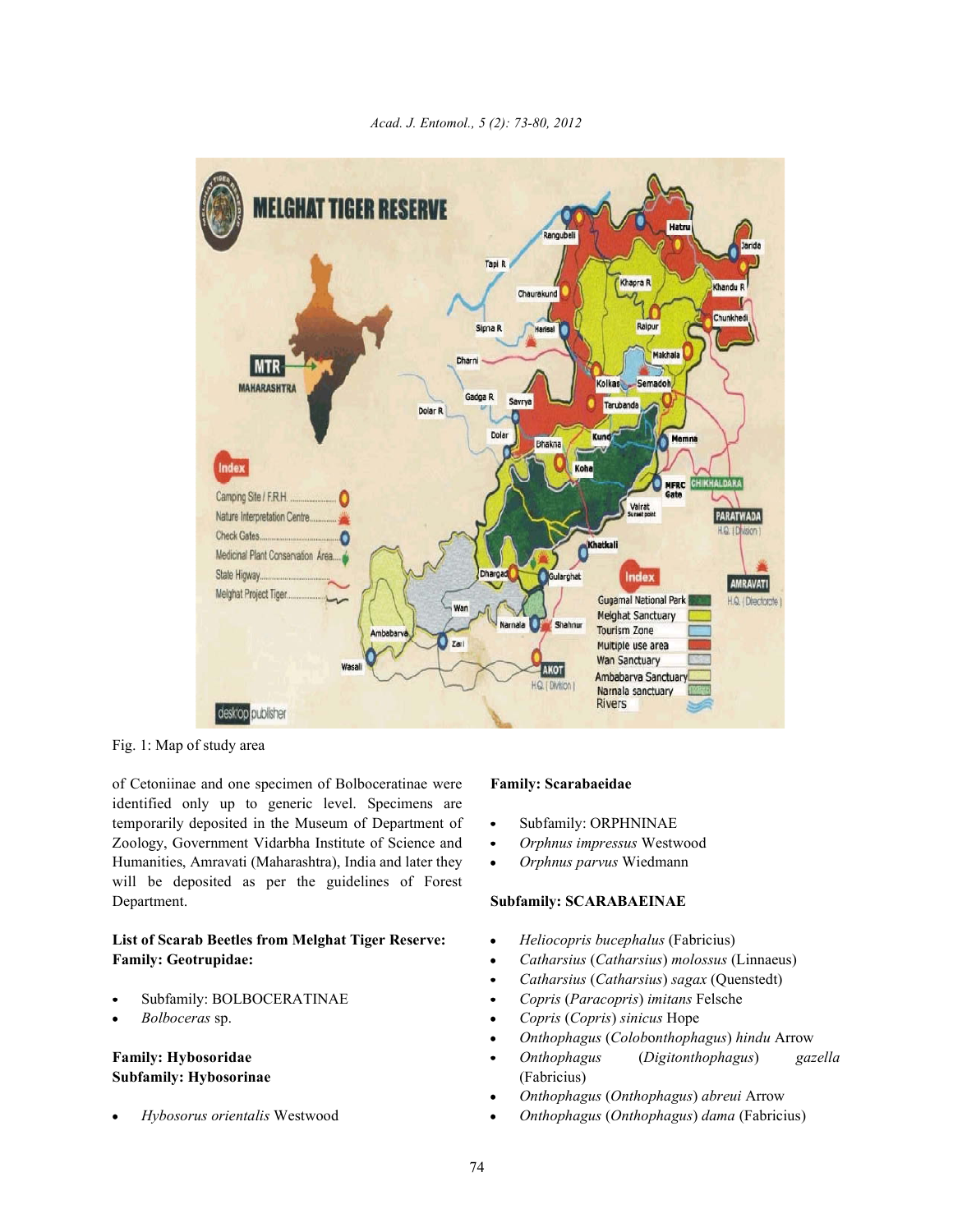Fig. 1: Map of study area

of Cetoniinae and one specimen of Bolboceratinae were identified only up to generic level. Specimens are temporarily deposited in the Museum of Department of Zoology, Government Vidarbha Institute of Science and Humanities, Amravati (Maharashtra), India and later they will be deposited as per the guidelines of Forest Department.

**List of Scarab Beetles from Melghat Tiger Reserve:**
**Family: Geotrupidae:**

- Subfamily: BOLBOCERATINAE
- *Bolboceras* sp.

**Family: Hybosoridae**
**Subfamily: Hybosorinae**

- *Hybosorus orientalis* Westwood

**Family: Scarabaeidae**

- Subfamily: ORPHNINAE
- *Orphnus impressus* Westwood
- *Orphnus parvus* Wiedmann

**Subfamily: SCARABAEINAE**

- *Heliocopris bucephalus* (Fabricius)
- *Catharsius* (*Catharsius*) *molossus* (Linnaeus)
- *Catharsius* (*Catharsius*) *sagax* (Quenstedt)
- *Copris* (*Paracopris*) *imitans* Felsche
- *Copris* (*Copris*) *sinicus* Hope
- *Onthophagus* (*Colobonthophagus*) *hindu* Arrow
- *Onthophagus* (*Digitonthophagus*) *gazella* (Fabricius)
- *Onthophagus* (*Onthophagus*) *abreui* Arrow
- *Onthophagus* (*Onthophagus*) *dama* (Fabricius)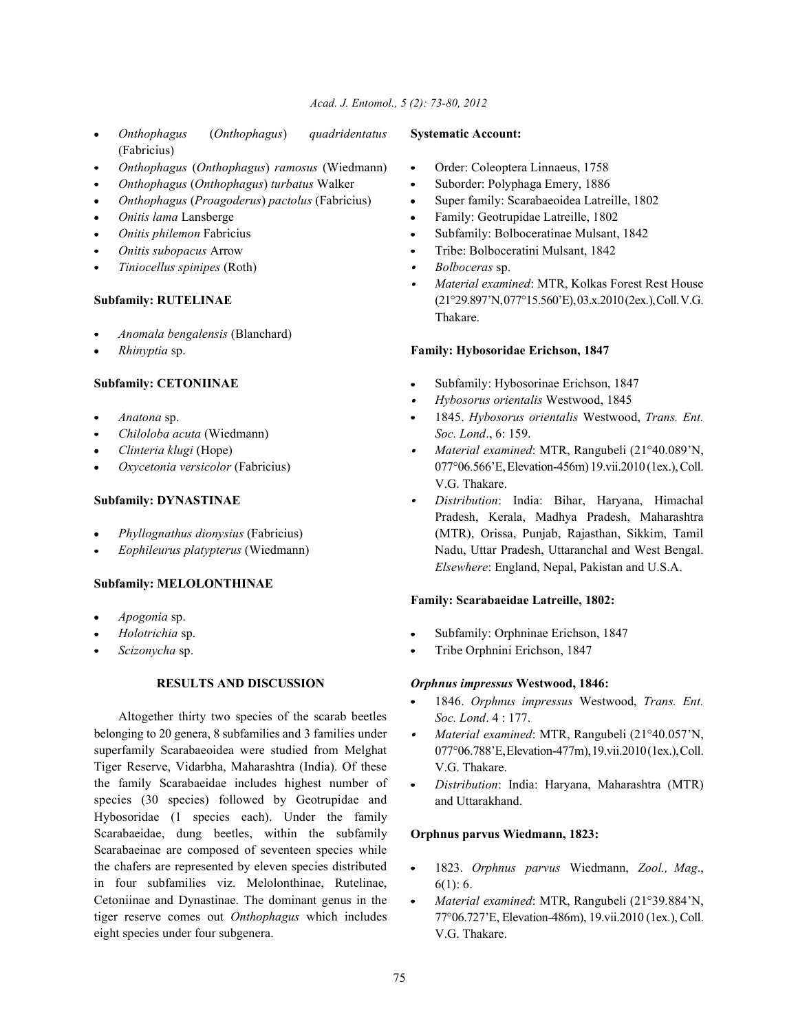- *Onthophagus* (*Onthophagus*) *quadridentatus* (Fabricius)
- *Onthophagus* (*Onthophagus*) *ramosus* (Wiedmann)
- *Onthophagus* (*Onthophagus*) *turbatus* Walker
- *Onthophagus* (*Proagoderus*) *pactolus* (Fabricius)
- *Onitis lama* Lansberge
- *Onitis philemon* Fabricius
- *Onitis subopacus* Arrow
- *Tiniocellus spinipes* (Roth)

**Subfamily: RUTELINAE**

- *Anomala bengalensis* (Blanchard)
- *Rhinyptia* sp.

**Subfamily: CETONIINAE**

- *Anatona* sp.
- *Chiloloba acuta* (Wiedmann)
- *Clinteria klugi* (Hope)
- *Oxycetonia versicolor* (Fabricius)

**Subfamily: DYNASTINAE**

- *Phyllognathus dionysius* (Fabricius)
- *Eophileurus platypterus* (Wiedmann)

**Subfamily: MELOLONTHINAE**

- *Apogonia* sp.
- *Holotrichia* sp.
- *Scizonycha* sp.

## RESULTS AND DISCUSSION

Altogether thirty two species of the scarab beetles belonging to 20 genera, 8 subfamilies and 3 families under superfamily Scarabaeoidea were studied from Melghat Tiger Reserve, Vidarbha, Maharashtra (India). Of these the family Scarabaeidae includes highest number of species (30 species) followed by Geotrupidae and Hybosoridae (1 species each). Under the family Scarabaeidae, dung beetles, within the subfamily Scarabaeinae are composed of seventeen species while the chafers are represented by eleven species distributed in four subfamilies viz. Melolonthinae, Rutelinae, Cetoniinae and Dynastinae. The dominant genus in the tiger reserve comes out *Onthophagus* which includes eight species under four subgenera.

**Systematic Account:**

- Order: Coleoptera Linnaeus, 1758
- Suborder: Polyphaga Emery, 1886
- Super family: Scarabaeoidea Latreille, 1802
- Family: Geotrupidae Latreille, 1802
- Subfamily: Bolboceratinae Mulsant, 1842
- Tribe: Bolboceratini Mulsant, 1842
- *Bolboceras* sp.
- *Material examined*: MTR, Kolkas Forest Rest House (21°29.897'N, 077°15.560'E), 03.x.2010 (2ex.), Coll. V.G. Thakare.

**Family: Hybosoridae Erichson, 1847**

- Subfamily: Hybosorinae Erichson, 1847
- *Hybosorus orientalis* Westwood, 1845
- 1845. *Hybosorus orientalis* Westwood, *Trans. Ent. Soc. Lond*., 6: 159.
- *Material examined*: MTR, Rangubeli (21°40.089'N, 077°06.566'E, Elevation-456m) 19.vii.2010 (1ex.), Coll. V.G. Thakare.
- *Distribution*: India: Bihar, Haryana, Himachal Pradesh, Kerala, Madhya Pradesh, Maharashtra (MTR), Orissa, Punjab, Rajasthan, Sikkim, Tamil Nadu, Uttar Pradesh, Uttaranchal and West Bengal. *Elsewhere*: England, Nepal, Pakistan and U.S.A.

**Family: Scarabaeidae Latreille, 1802:**

- Subfamily: Orphninae Erichson, 1847
- Tribe Orphnini Erichson, 1847

***Orphnus impressus* Westwood, 1846:**

- 1846. *Orphnus impressus* Westwood, *Trans. Ent. Soc. Lond*. 4 : 177.
- *Material examined*: MTR, Rangubeli (21°40.057'N, 077°06.788'E, Elevation-477m), 19.vii.2010 (1ex.), Coll. V.G. Thakare.
- *Distribution*: India: Haryana, Maharashtra (MTR) and Uttarakhand.

**Orphnus parvus Wiedmann, 1823:**

- 1823. *Orphnus parvus* Wiedmann, *Zool., Mag*., 6(1): 6.
- *Material examined*: MTR, Rangubeli (21°39.884'N, 77°06.727'E, Elevation-486m), 19.vii.2010 (1ex.), Coll. V.G. Thakare.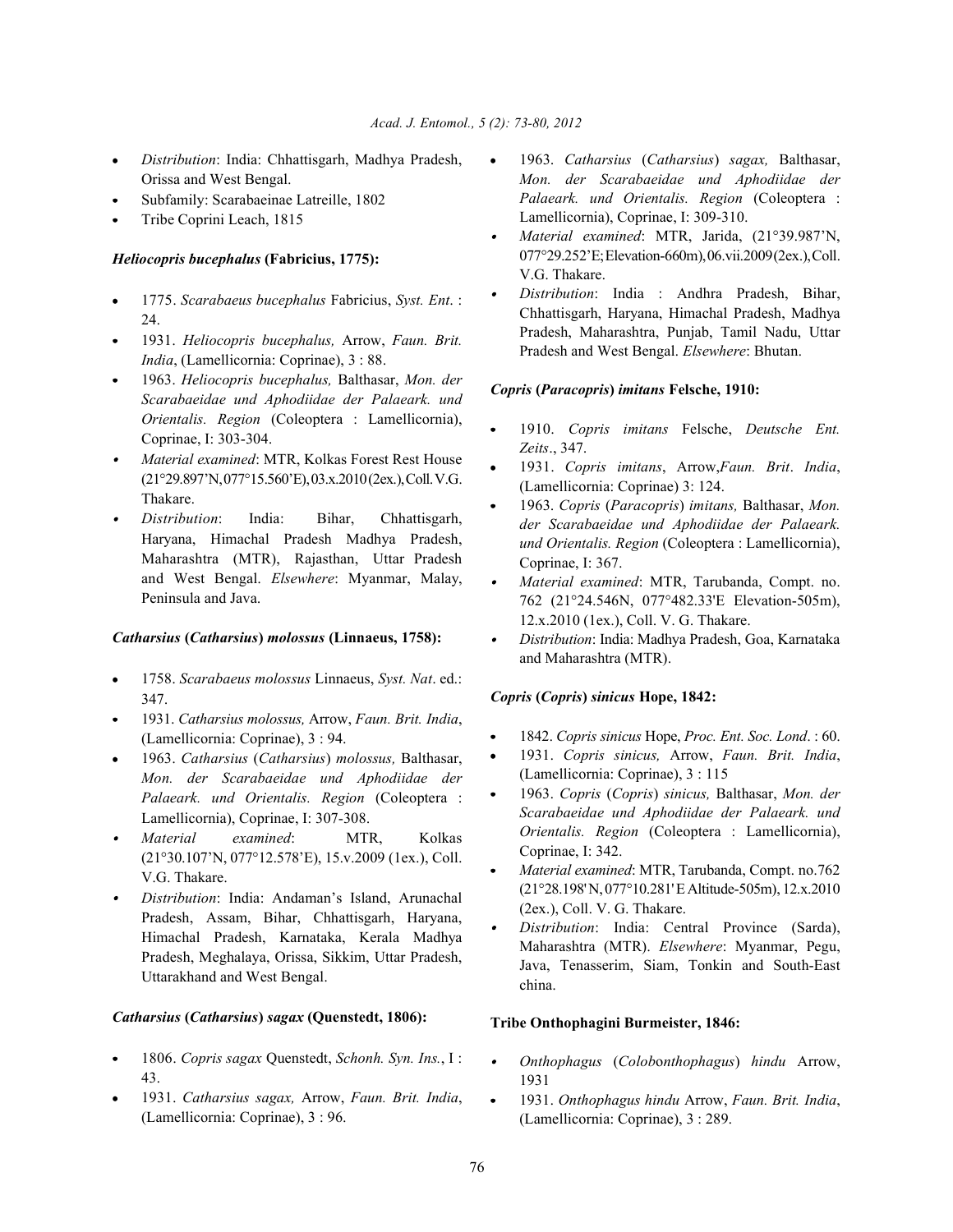- *Distribution*: India: Chhattisgarh, Madhya Pradesh, Orissa and West Bengal.
- Subfamily: Scarabaeinae Latreille, 1802
- Tribe Coprini Leach, 1815

### *Heliocopris bucephalus* (Fabricius, 1775):

- 1775. *Scarabaeus bucephalus* Fabricius, *Syst. Ent.* : 24.
- 1931. *Heliocopris bucephalus,* Arrow, *Faun. Brit. India*, (Lamellicornia: Coprinae), 3 : 88.
- 1963. *Heliocopris bucephalus,* Balthasar, *Mon. der Scarabaeidae und Aphodiidae der Palaeark. und Orientalis. Region* (Coleoptera : Lamellicornia), Coprinae, I: 303-304.
- *Material examined*: MTR, Kolkas Forest Rest House (21°29.897'N, 077°15.560'E), 03.x.2010 (2ex.), Coll. V.G. Thakare.
- *Distribution*: India: Bihar, Chhattisgarh, Haryana, Himachal Pradesh Madhya Pradesh, Maharashtra (MTR), Rajasthan, Uttar Pradesh and West Bengal. *Elsewhere*: Myanmar, Malay, Peninsula and Java.

### *Catharsius* (*Catharsius*) *molossus* (Linnaeus, 1758):

- 1758. *Scarabaeus molossus* Linnaeus, *Syst. Nat*. ed.: 347.
- 1931. *Catharsius molossus,* Arrow, *Faun. Brit. India*, (Lamellicornia: Coprinae), 3 : 94.
- 1963. *Catharsius* (*Catharsius*) *molossus,* Balthasar, *Mon. der Scarabaeidae und Aphodiidae der Palaeark. und Orientalis. Region* (Coleoptera : Lamellicornia), Coprinae, I: 307-308.
- *Material examined*: MTR, Kolkas (21°30.107'N, 077°12.578'E), 15.v.2009 (1ex.), Coll. V.G. Thakare.
- *Distribution*: India: Andaman's Island, Arunachal Pradesh, Assam, Bihar, Chhattisgarh, Haryana, Himachal Pradesh, Karnataka, Kerala Madhya Pradesh, Meghalaya, Orissa, Sikkim, Uttar Pradesh, Uttarakhand and West Bengal.

### *Catharsius* (*Catharsius*) *sagax* (Quenstedt, 1806):

- 1806. *Copris sagax* Quenstedt, *Schonh. Syn. Ins.*, I : 43.
- 1931. *Catharsius sagax,* Arrow, *Faun. Brit. India*, (Lamellicornia: Coprinae), 3 : 96.
- 1963. *Catharsius* (*Catharsius*) *sagax,* Balthasar, *Mon. der Scarabaeidae und Aphodiidae der Palaeark. und Orientalis. Region* (Coleoptera : Lamellicornia), Coprinae, I: 309-310.
- *Material examined*: MTR, Jarida, (21°39.987'N, 077°29.252'E; Elevation-660m), 06.vii.2009 (2ex.), Coll. V.G. Thakare.
- *Distribution*: India : Andhra Pradesh, Bihar, Chhattisgarh, Haryana, Himachal Pradesh, Madhya Pradesh, Maharashtra, Punjab, Tamil Nadu, Uttar Pradesh and West Bengal. *Elsewhere*: Bhutan.

### *Copris* (*Paracopris*) *imitans* Felsche, 1910:

- 1910. *Copris imitans* Felsche, *Deutsche Ent. Zeits*., 347.
- 1931. *Copris imitans*, Arrow, *Faun. Brit. India*, (Lamellicornia: Coprinae) 3: 124.
- 1963. *Copris* (*Paracopris*) *imitans,* Balthasar, *Mon. der Scarabaeidae und Aphodiidae der Palaeark. und Orientalis. Region* (Coleoptera : Lamellicornia), Coprinae, I: 367.
- *Material examined*: MTR, Tarubanda, Compt. no. 762 (21°24.546N, 077°482.33'E Elevation-505m), 12.x.2010 (1ex.), Coll. V. G. Thakare.
- *Distribution*: India: Madhya Pradesh, Goa, Karnataka and Maharashtra (MTR).

### *Copris* (*Copris*) *sinicus* Hope, 1842:

- 1842. *Copris sinicus* Hope, *Proc. Ent. Soc. Lond*. : 60.
- 1931. *Copris sinicus,* Arrow, *Faun. Brit. India*, (Lamellicornia: Coprinae), 3 : 115
- 1963. *Copris* (*Copris*) *sinicus,* Balthasar, *Mon. der Scarabaeidae und Aphodiidae der Palaeark. und Orientalis. Region* (Coleoptera : Lamellicornia), Coprinae, I: 342.
- *Material examined*: MTR, Tarubanda, Compt. no.762 (21°28.198'N, 077°10.281' E Altitude-505m), 12.x.2010 (2ex.), Coll. V. G. Thakare.
- *Distribution*: India: Central Province (Sarda), Maharashtra (MTR). *Elsewhere*: Myanmar, Pegu, Java, Tenasserim, Siam, Tonkin and South-East china.

### Tribe Onthophagini Burmeister, 1846:

- *Onthophagus* (*Colobonthophagus*) *hindu* Arrow, 1931
- 1931. *Onthophagus hindu* Arrow, *Faun. Brit. India*, (Lamellicornia: Coprinae), 3 : 289.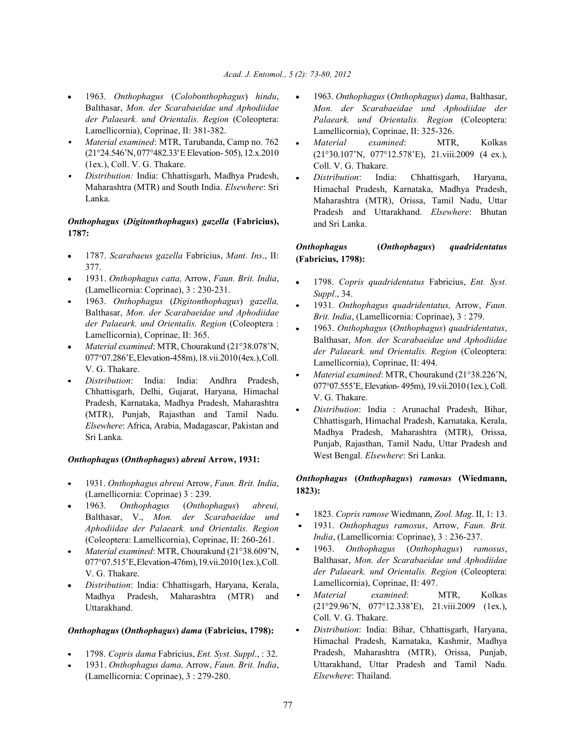- 1963. *Onthophagus* (*Colobonthophagus*) *hindu*, Balthasar, *Mon. der Scarabaeidae und Aphodiidae der Palaeark. und Orientalis. Region* (Coleoptera: Lamellicornia), Coprinae, II: 381-382.
- *Material examined*: MTR, Tarubanda, Camp no. 762 (21°24.546'N, 077°482.33' E Elevation- 505), 12.x.2010 (1ex.), Coll. V. G. Thakare.
- *Distribution:* India: Chhattisgarh, Madhya Pradesh, Maharashtra (MTR) and South India. *Elsewhere*: Sri Lanka.

### *Onthophagus* (*Digitonthophagus*) *gazella* (Fabricius), 1787:

- 1787. *Scarabaeus gazella* Fabricius, *Mant. Ins*., II: 377.
- 1931. *Onthophagus catta,* Arrow, *Faun. Brit. India*, (Lamellicornia: Coprinae), 3 : 230-231.
- 1963. *Onthophagus* (*Digitonthophagus*) *gazella,* Balthasar, *Mon. der Scarabaeidae und Aphodiidae der Palaeark. und Orientalis. Region* (Coleoptera : Lamellicornia), Coprinae, II: 365.
- *Material examined*: MTR, Chourakund (21°38.078'N, 077°07.286'E, Elevation-458m), 18.vii.2010 (4ex.), Coll. V. G. Thakare.
- *Distribution*: India: India: Andhra Pradesh, Chhattisgarh, Delhi, Gujarat, Haryana, Himachal Pradesh, Karnataka, Madhya Pradesh, Maharashtra (MTR), Punjab, Rajasthan and Tamil Nadu. *Elsewhere*: Africa, Arabia, Madagascar, Pakistan and Sri Lanka.

### *Onthophagus* (*Onthophagus*) *abreui* Arrow, 1931:

- 1931. *Onthophagus abreui* Arrow, *Faun. Brit. India*, (Lamellicornia: Coprinae) 3 : 239.
- 1963. *Onthophagus* (*Onthophagus*) *abreui,* Balthasar, V., *Mon. der Scarabaeidae und Aphodiidae der Palaeark. und Orientalis. Region* (Coleoptera: Lamellicornia), Coprinae, II: 260-261.
- *Material examined*: MTR, Chourakund (21°38.609'N, 077°07.515'E, Elevation-476m), 19.vii.2010 (1ex.), Coll. V. G. Thakare.
- *Distribution*: India: Chhattisgarh, Haryana, Kerala, Madhya Pradesh, Maharashtra (MTR) and Uttarakhand.

### *Onthophagus* (*Onthophagus*) *dama* (Fabricius, 1798):

- 1798. *Copris dama* Fabricius, *Ent. Syst. Suppl*., : 32.
- 1931. *Onthophagus dama,* Arrow, *Faun. Brit. India*, (Lamellicornia: Coprinae), 3 : 279-280.
- 1963. *Onthophagus* (*Onthophagus*) *dama*, Balthasar, *Mon. der Scarabaeidae und Aphodiidae der Palaeark. und Orientalis. Region* (Coleoptera: Lamellicornia), Coprinae, II: 325-326.
- *Material examined*: MTR, Kolkas (21°30.107'N, 077°12.578'E), 21.viii.2009 (4 ex.), Coll. V. G. Thakare.
- *Distribution*: India: Chhattisgarh, Haryana, Himachal Pradesh, Karnataka, Madhya Pradesh, Maharashtra (MTR), Orissa, Tamil Nadu, Uttar Pradesh and Uttarakhand. *Elsewhere*: Bhutan and Sri Lanka.

### *Onthophagus* (*Onthophagus*) *quadridentatus* (Fabricius, 1798):

- 1798. *Copris quadridentatus* Fabricius, *Ent. Syst. Suppl*., 34.
- 1931. *Onthophagus quadridentatus,* Arrow, *Faun. Brit. India*, (Lamellicornia: Coprinae), 3 : 279.
- 1963. *Onthophagus* (*Onthophagus*) *quadridentatus*, Balthasar, *Mon. der Scarabaeidae und Aphodiidae der Palaeark. und Orientalis. Region* (Coleoptera: Lamellicornia), Coprinae, II: 494.
- *Material examined*: MTR, Chourakund (21°38.226'N, 077°07.555'E, Elevation- 495m), 19.vii.2010 (1ex.), Coll. V. G. Thakare.
- *Distribution*: India : Arunachal Pradesh, Bihar, Chhattisgarh, Himachal Pradesh, Karnataka, Kerala, Madhya Pradesh, Maharashtra (MTR), Orissa, Punjab, Rajasthan, Tamil Nadu, Uttar Pradesh and West Bengal. *Elsewhere*: Sri Lanka.

### *Onthophagus* (*Onthophagus*) *ramosus* (Wiedmann, 1823):

- 1823. *Copris ramose* Wiedmann, *Zool. Mag*. II, 1: 13.
- 1931. *Onthophagus ramosus*, Arrow, *Faun. Brit. India*, (Lamellicornia: Coprinae), 3 : 236-237.
- 1963. *Onthophagus* (*Onthophagus*) *ramosus*, Balthasar, *Mon. der Scarabaeidae und Aphodiidae der Palaeark. und Orientalis. Region* (Coleoptera: Lamellicornia), Coprinae, II: 497.
- *Material examined*: MTR, Kolkas (21°29.96'N, 077°12.338'E), 21.viii.2009 (1ex.), Coll. V. G. Thakare.
- *Distribution*: India: Bihar, Chhattisgarh, Haryana, Himachal Pradesh, Karnataka, Kashmir, Madhya Pradesh, Maharashtra (MTR), Orissa, Punjab, Uttarakhand, Uttar Pradesh and Tamil Nadu. *Elsewhere*: Thailand.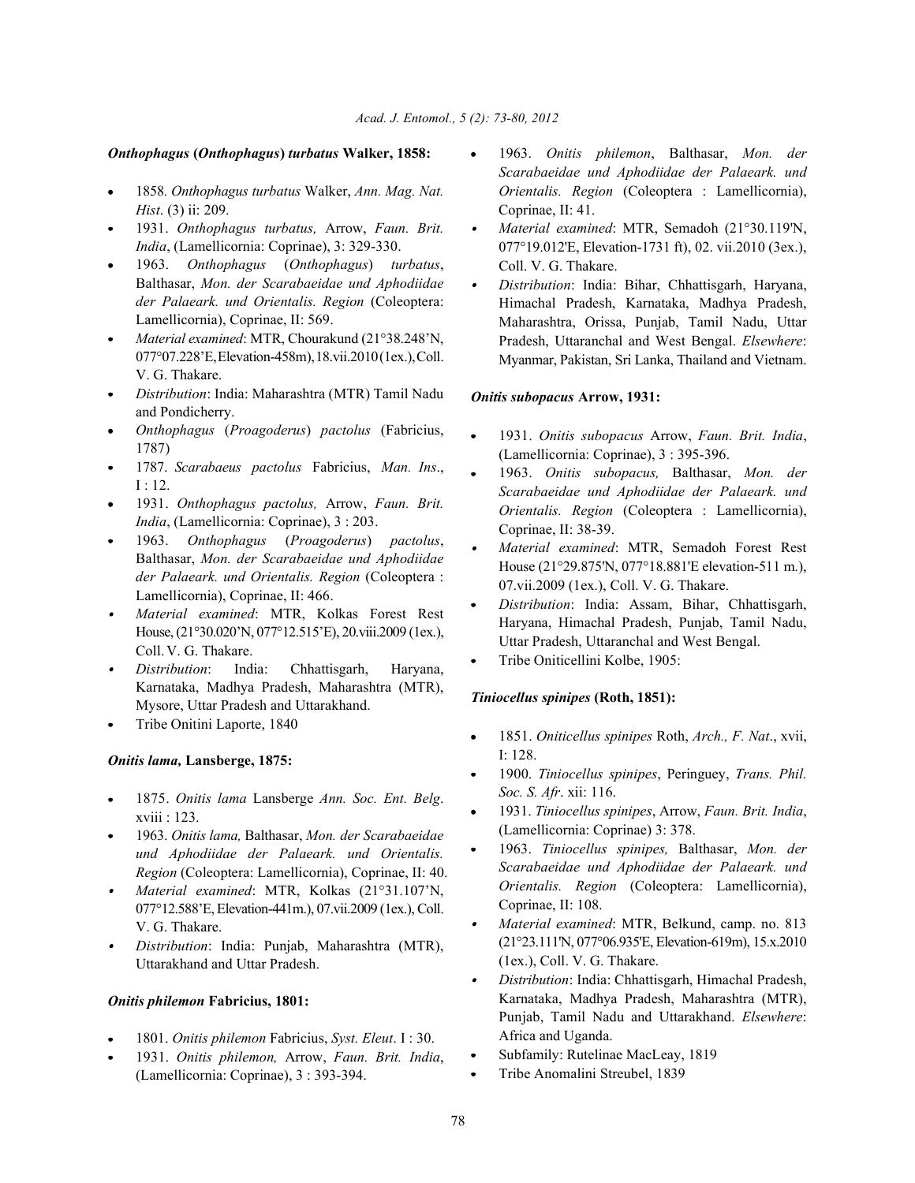### *Onthophagus* (*Onthophagus*) *turbatus* Walker, 1858:

- 1858. *Onthophagus turbatus* Walker, *Ann. Mag. Nat. Hist*. (3) ii: 209.
- 1931. *Onthophagus turbatus,* Arrow, *Faun. Brit. India*, (Lamellicornia: Coprinae), 3: 329-330.
- 1963. *Onthophagus* (*Onthophagus*) *turbatus*, Balthasar, *Mon. der Scarabaeidae und Aphodiidae der Palaeark. und Orientalis. Region* (Coleoptera: Lamellicornia), Coprinae, II: 569.
- *Material examined*: MTR, Chourakund (21°38.248'N, 077°07.228'E, Elevation-458m), 18.vii.2010 (1ex.), Coll. V. G. Thakare.
- *Distribution*: India: Maharashtra (MTR) Tamil Nadu and Pondicherry.
- *Onthophagus* (*Proagoderus*) *pactolus* (Fabricius, 1787)
- 1787. *Scarabaeus pactolus* Fabricius, *Man. Ins*., I : 12.
- 1931. *Onthophagus pactolus,* Arrow, *Faun. Brit. India*, (Lamellicornia: Coprinae), 3 : 203.
- 1963. *Onthophagus* (*Proagoderus*) *pactolus*, Balthasar, *Mon. der Scarabaeidae und Aphodiidae der Palaeark. und Orientalis. Region* (Coleoptera : Lamellicornia), Coprinae, II: 466.
- *Material examined*: MTR, Kolkas Forest Rest House, (21°30.020'N, 077°12.515'E), 20.viii.2009 (1ex.), Coll. V. G. Thakare.
- *Distribution*: India: Chhattisgarh, Haryana, Karnataka, Madhya Pradesh, Maharashtra (MTR), Mysore, Uttar Pradesh and Uttarakhand.
- Tribe Onitini Laporte, 1840

### *Onitis lama,* Lansberge, 1875:

- 1875. *Onitis lama* Lansberge *Ann. Soc. Ent. Belg*. xviii : 123.
- 1963. *Onitis lama,* Balthasar, *Mon. der Scarabaeidae und Aphodiidae der Palaeark. und Orientalis. Region* (Coleoptera: Lamellicornia), Coprinae, II: 40.
- *Material examined*: MTR, Kolkas (21°31.107'N, 077°12.588'E, Elevation-441m.), 07.vii.2009 (1ex.), Coll. V. G. Thakare.
- *Distribution*: India: Punjab, Maharashtra (MTR), Uttarakhand and Uttar Pradesh.

### *Onitis philemon* Fabricius, 1801:

- 1801. *Onitis philemon* Fabricius, *Syst. Eleut*. I : 30.
- 1931. *Onitis philemon,* Arrow, *Faun. Brit. India*, (Lamellicornia: Coprinae), 3 : 393-394.
- 1963. *Onitis philemon*, Balthasar, *Mon. der Scarabaeidae und Aphodiidae der Palaeark. und Orientalis. Region* (Coleoptera : Lamellicornia), Coprinae, II: 41.
- *Material examined*: MTR, Semadoh (21°30.119'N, 077°19.012'E, Elevation-1731 ft), 02. vii.2010 (3ex.), Coll. V. G. Thakare.
- *Distribution*: India: Bihar, Chhattisgarh, Haryana, Himachal Pradesh, Karnataka, Madhya Pradesh, Maharashtra, Orissa, Punjab, Tamil Nadu, Uttar Pradesh, Uttaranchal and West Bengal. *Elsewhere*: Myanmar, Pakistan, Sri Lanka, Thailand and Vietnam.

### *Onitis subopacus* Arrow, 1931:

- 1931. *Onitis subopacus* Arrow, *Faun. Brit. India*, (Lamellicornia: Coprinae), 3 : 395-396.
- 1963. *Onitis subopacus,* Balthasar, *Mon. der Scarabaeidae und Aphodiidae der Palaeark. und Orientalis. Region* (Coleoptera : Lamellicornia), Coprinae, II: 38-39.
- *Material examined*: MTR, Semadoh Forest Rest House (21°29.875'N, 077°18.881'E elevation-511 m.), 07.vii.2009 (1ex.), Coll. V. G. Thakare.
- *Distribution*: India: Assam, Bihar, Chhattisgarh, Haryana, Himachal Pradesh, Punjab, Tamil Nadu, Uttar Pradesh, Uttaranchal and West Bengal.
- Tribe Oniticellini Kolbe, 1905:

### *Tiniocellus spinipes* (Roth, 1851):

- 1851. *Oniticellus spinipes* Roth, *Arch., F. Nat*., xvii, I: 128.
- 1900. *Tiniocellus spinipes*, Peringuey, *Trans. Phil. Soc. S. Afr*. xii: 116.
- 1931. *Tiniocellus spinipes*, Arrow, *Faun. Brit. India*, (Lamellicornia: Coprinae) 3: 378.
- 1963. *Tiniocellus spinipes,* Balthasar, *Mon. der Scarabaeidae und Aphodiidae der Palaeark. und Orientalis. Region* (Coleoptera: Lamellicornia), Coprinae, II: 108.
- *Material examined*: MTR, Belkund, camp. no. 813 (21°23.111'N, 077°06.935'E, Elevation-619m), 15.x.2010 (1ex.), Coll. V. G. Thakare.
- *Distribution*: India: Chhattisgarh, Himachal Pradesh, Karnataka, Madhya Pradesh, Maharashtra (MTR), Punjab, Tamil Nadu and Uttarakhand. *Elsewhere*: Africa and Uganda.
- Subfamily: Rutelinae MacLeay, 1819
- Tribe Anomalini Streubel, 1839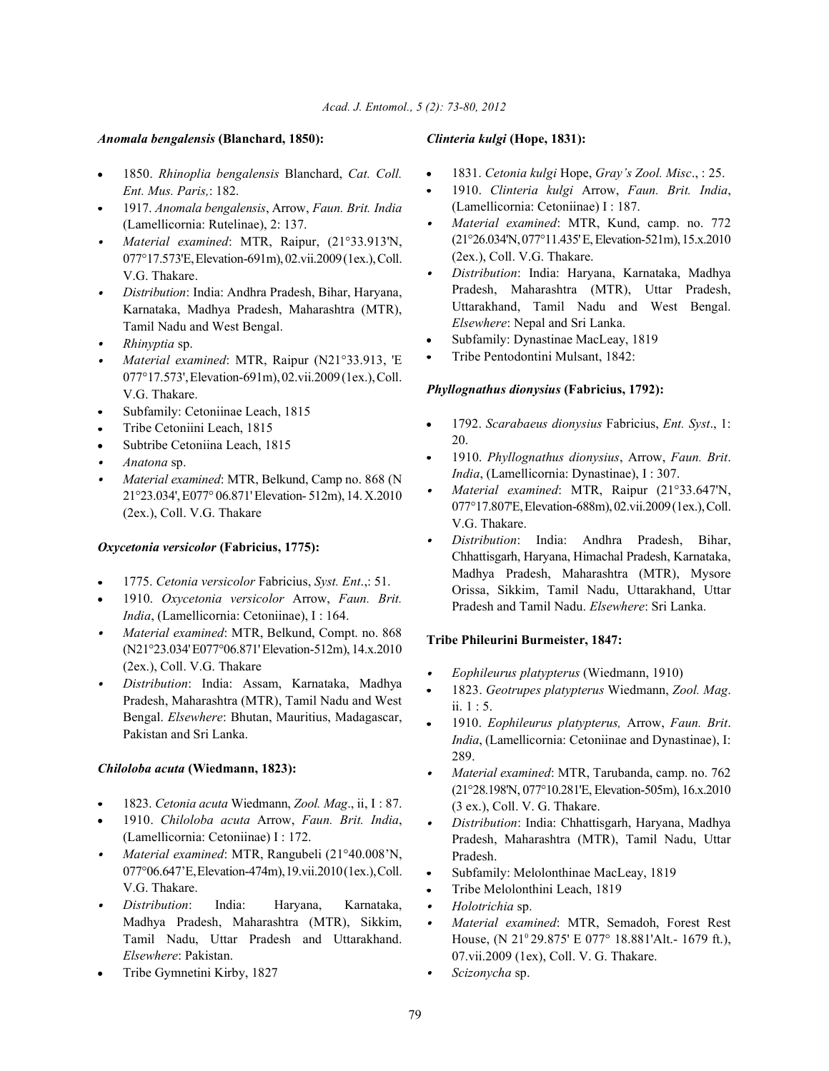### *Anomala bengalensis* (Blanchard, 1850):

- 1850. *Rhinoplia bengalensis* Blanchard, *Cat. Coll. Ent. Mus. Paris,*: 182.
- 1917. *Anomala bengalensis*, Arrow, *Faun. Brit. India* (Lamellicornia: Rutelinae), 2: 137.
- *Material examined*: MTR, Raipur, (21°33.913'N, 077°17.573'E, Elevation-691m), 02.vii.2009 (1ex.), Coll. V.G. Thakare.
- *Distribution*: India: Andhra Pradesh, Bihar, Haryana, Karnataka, Madhya Pradesh, Maharashtra (MTR), Tamil Nadu and West Bengal.
- *Rhinyptia* sp.
- *Material examined*: MTR, Raipur (N21°33.913, 'E 077°17.573', Elevation-691m), 02.vii.2009 (1ex.), Coll. V.G. Thakare.
- Subfamily: Cetoniinae Leach, 1815
- Tribe Cetoniini Leach, 1815
- Subtribe Cetoniina Leach, 1815
- *Anatona* sp.
- *Material examined*: MTR, Belkund, Camp no. 868 (N 21°23.034', E077° 06.871' Elevation- 512m), 14. X.2010 (2ex.), Coll. V.G. Thakare

### *Oxycetonia versicolor* (Fabricius, 1775):

- 1775. *Cetonia versicolor* Fabricius, *Syst. Ent*.,: 51.
- 1910. *Oxycetonia versicolor* Arrow, *Faun. Brit. India*, (Lamellicornia: Cetoniinae), I : 164.
- *Material examined*: MTR, Belkund, Compt. no. 868 (N21°23.034' E077°06.871' Elevation-512m), 14.x.2010 (2ex.), Coll. V.G. Thakare
- *Distribution*: India: Assam, Karnataka, Madhya Pradesh, Maharashtra (MTR), Tamil Nadu and West Bengal. *Elsewhere*: Bhutan, Mauritius, Madagascar, Pakistan and Sri Lanka.

### *Chiloloba acuta* (Wiedmann, 1823):

- 1823. *Cetonia acuta* Wiedmann, *Zool. Mag*., ii, I : 87.
- 1910. *Chiloloba acuta* Arrow, *Faun. Brit. India*, (Lamellicornia: Cetoniinae) I : 172.
- *Material examined*: MTR, Rangubeli (21°40.008'N, 077°06.647'E, Elevation-474m), 19.vii.2010 (1ex.), Coll. V.G. Thakare.
- *Distribution*: India: Haryana, Karnataka, Madhya Pradesh, Maharashtra (MTR), Sikkim, Tamil Nadu, Uttar Pradesh and Uttarakhand. *Elsewhere*: Pakistan.
- Tribe Gymnetini Kirby, 1827

### *Clinteria kulgi* (Hope, 1831):

- 1831. *Cetonia kulgi* Hope, *Gray's Zool. Misc*., : 25.
- 1910. *Clinteria kulgi* Arrow, *Faun. Brit. India*, (Lamellicornia: Cetoniinae) I : 187.
- *Material examined*: MTR, Kund, camp. no. 772 (21°26.034'N, 077°11.435' E, Elevation-521m), 15.x.2010 (2ex.), Coll. V.G. Thakare.
- *Distribution*: India: Haryana, Karnataka, Madhya Pradesh, Maharashtra (MTR), Uttar Pradesh, Uttarakhand, Tamil Nadu and West Bengal. *Elsewhere*: Nepal and Sri Lanka.
- Subfamily: Dynastinae MacLeay, 1819
- Tribe Pentodontini Mulsant, 1842:

### *Phyllognathus dionysius* (Fabricius, 1792):

- 1792. *Scarabaeus dionysius* Fabricius, *Ent. Syst*., 1: 20.
- 1910. *Phyllognathus dionysius*, Arrow, *Faun. Brit. India*, (Lamellicornia: Dynastinae), I : 307.
- *Material examined*: MTR, Raipur (21°33.647'N, 077°17.807'E, Elevation-688m), 02.vii.2009 (1ex.), Coll. V.G. Thakare.
- *Distribution*: India: Andhra Pradesh, Bihar, Chhattisgarh, Haryana, Himachal Pradesh, Karnataka, Madhya Pradesh, Maharashtra (MTR), Mysore Orissa, Sikkim, Tamil Nadu, Uttarakhand, Uttar Pradesh and Tamil Nadu. *Elsewhere*: Sri Lanka.

### Tribe Phileurini Burmeister, 1847:

- *Eophileurus platypterus* (Wiedmann, 1910)
- 1823. *Geotrupes platypterus* Wiedmann, *Zool. Mag*. ii. 1 : 5.
- 1910. *Eophileurus platypterus,* Arrow, *Faun. Brit. India*, (Lamellicornia: Cetoniinae and Dynastinae), I: 289.
- *Material examined*: MTR, Tarubanda, camp. no. 762 (21°28.198'N, 077°10.281'E, Elevation-505m), 16.x.2010 (3 ex.), Coll. V. G. Thakare.
- *Distribution*: India: Chhattisgarh, Haryana, Madhya Pradesh, Maharashtra (MTR), Tamil Nadu, Uttar Pradesh.
- Subfamily: Melolonthinae MacLeay, 1819
- Tribe Melolonthini Leach, 1819
- *Holotrichia* sp.
- *Material examined*: MTR, Semadoh, Forest Rest House, (N 21° 29.875' E 077° 18.881'Alt.- 1679 ft.), 07.vii.2009 (1ex), Coll. V. G. Thakare.
- *Scizonycha* sp.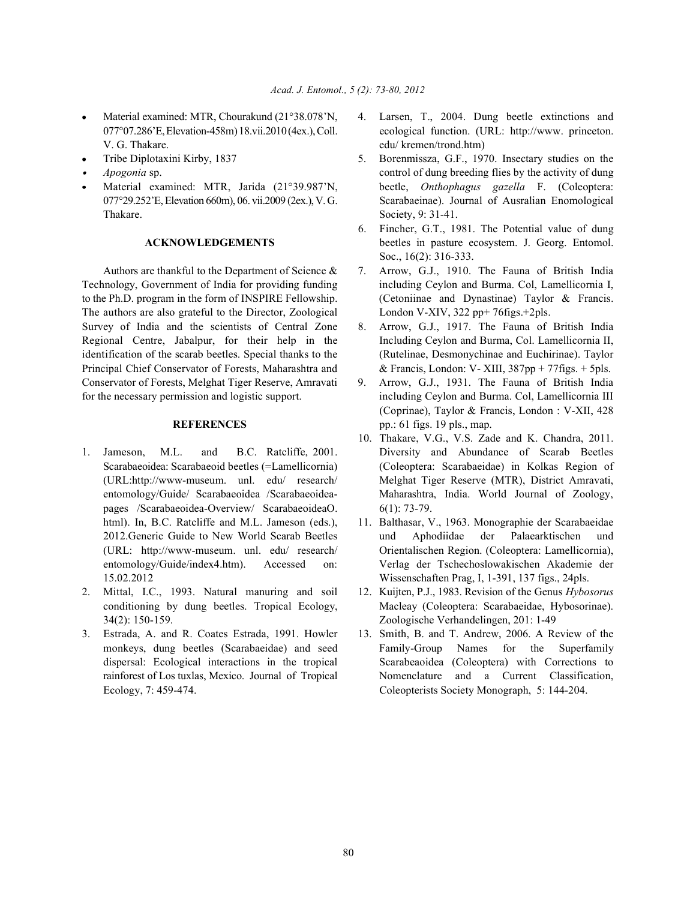- Material examined: MTR, Chourakund (21°38.078'N, 077°07.286'E, Elevation-458m) 18.vii.2010 (4ex.), Coll. V. G. Thakare.
- Tribe Diplotaxini Kirby, 1837
- *Apogonia* sp.
- Material examined: MTR, Jarida (21°39.987'N, 077°29.252'E, Elevation 660m), 06. vii.2009 (2ex.), V. G. Thakare.

## ACKNOWLEDGEMENTS

Authors are thankful to the Department of Science & Technology, Government of India for providing funding to the Ph.D. program in the form of INSPIRE Fellowship. The authors are also grateful to the Director, Zoological Survey of India and the scientists of Central Zone Regional Centre, Jabalpur, for their help in the identification of the scarab beetles. Special thanks to the Principal Chief Conservator of Forests, Maharashtra and Conservator of Forests, Melghat Tiger Reserve, Amravati for the necessary permission and logistic support.

## REFERENCES

1. Jameson, M.L. and B.C. Ratcliffe, 2001. Scarabaeoidea: Scarabaeoid beetles (=Lamellicornia) (URL:http://www-museum. unl. edu/ research/ entomology/Guide/ Scarabaeoidea /Scarabaeoidea-pages /Scarabaeoidea-Overview/ ScarabaeoideaO. html). In, B.C. Ratcliffe and M.L. Jameson (eds.), 2012.Generic Guide to New World Scarab Beetles (URL: http://www-museum. unl. edu/ research/ entomology/Guide/index4.htm). Accessed on: 15.02.2012
2. Mittal, I.C., 1993. Natural manuring and soil conditioning by dung beetles. Tropical Ecology, 34(2): 150-159.
3. Estrada, A. and R. Coates Estrada, 1991. Howler monkeys, dung beetles (Scarabaeidae) and seed dispersal: Ecological interactions in the tropical rainforest of Los tuxlas, Mexico. Journal of Tropical Ecology, 7: 459-474.
4. Larsen, T., 2004. Dung beetle extinctions and ecological function. (URL: http://www. princeton. edu/ kremen/trond.htm)
5. Borenmissza, G.F., 1970. Insectary studies on the control of dung breeding flies by the activity of dung beetle, *Onthophagus gazella* F. (Coleoptera: Scarabaeinae). Journal of Ausralian Enomological Society, 9: 31-41.
6. Fincher, G.T., 1981. The Potential value of dung beetles in pasture ecosystem. J. Georg. Entomol. Soc., 16(2): 316-333.
7. Arrow, G.J., 1910. The Fauna of British India including Ceylon and Burma. Col, Lamellicornia I, (Cetoniinae and Dynastinae) Taylor & Francis. London V-XIV, 322 pp+ 76figs.+2pls.
8. Arrow, G.J., 1917. The Fauna of British India Including Ceylon and Burma, Col. Lamellicornia II, (Rutelinae, Desmonychinae and Euchirinae). Taylor & Francis, London: V- XIII, 387pp + 77figs. + 5pls.
9. Arrow, G.J., 1931. The Fauna of British India including Ceylon and Burma. Col, Lamellicornia III (Coprinae), Taylor & Francis, London : V-XII, 428 pp.: 61 figs. 19 pls., map.
10. Thakare, V.G., V.S. Zade and K. Chandra, 2011. Diversity and Abundance of Scarab Beetles (Coleoptera: Scarabaeidae) in Kolkas Region of Melghat Tiger Reserve (MTR), District Amravati, Maharashtra, India. World Journal of Zoology, 6(1): 73-79.
11. Balthasar, V., 1963. Monographie der Scarabaeidae und Aphodiidae der Palaearktischen und Orientalischen Region. (Coleoptera: Lamellicornia), Verlag der Tschechoslowakischen Akademie der Wissenschaften Prag, I, 1-391, 137 figs., 24pls.
12. Kuijten, P.J., 1983. Revision of the Genus *Hybosorus* Macleay (Coleoptera: Scarabaeidae, Hybosorinae). Zoologische Verhandelingen, 201: 1-49
13. Smith, B. and T. Andrew, 2006. A Review of the Family-Group Names for the Superfamily Scarabeaoidea (Coleoptera) with Corrections to Nomenclature and a Current Classification, Coleopterists Society Monograph, 5: 144-204.